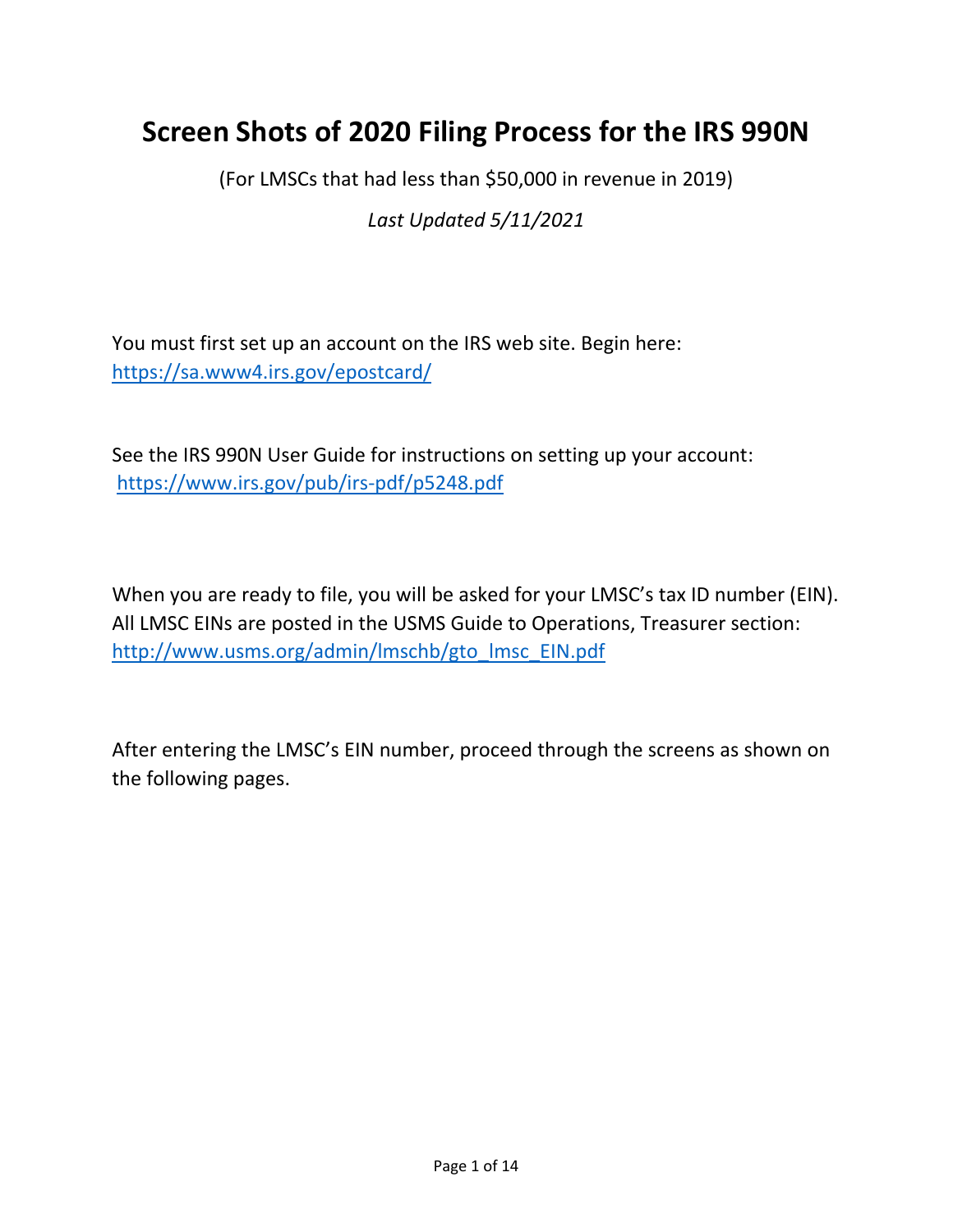# Screen Shots of 2020 Filing Process for the IRS 990N

(For LMSCs that had less than $50,000 in revenue in 2019)

*Last Updated 5/11/2021*

You must first set up an account on the IRS web site. Begin here:
https://sa.www4.irs.gov/epostcard/

See the IRS 990N User Guide for instructions on setting up your account:
https://www.irs.gov/pub/irs-pdf/p5248.pdf

When you are ready to file, you will be asked for your LMSC's tax ID number (EIN). All LMSC EINs are posted in the USMS Guide to Operations, Treasurer section:
http://www.usms.org/admin/lmschb/gto_lmsc_EIN.pdf

After entering the LMSC's EIN number, proceed through the screens as shown on the following pages.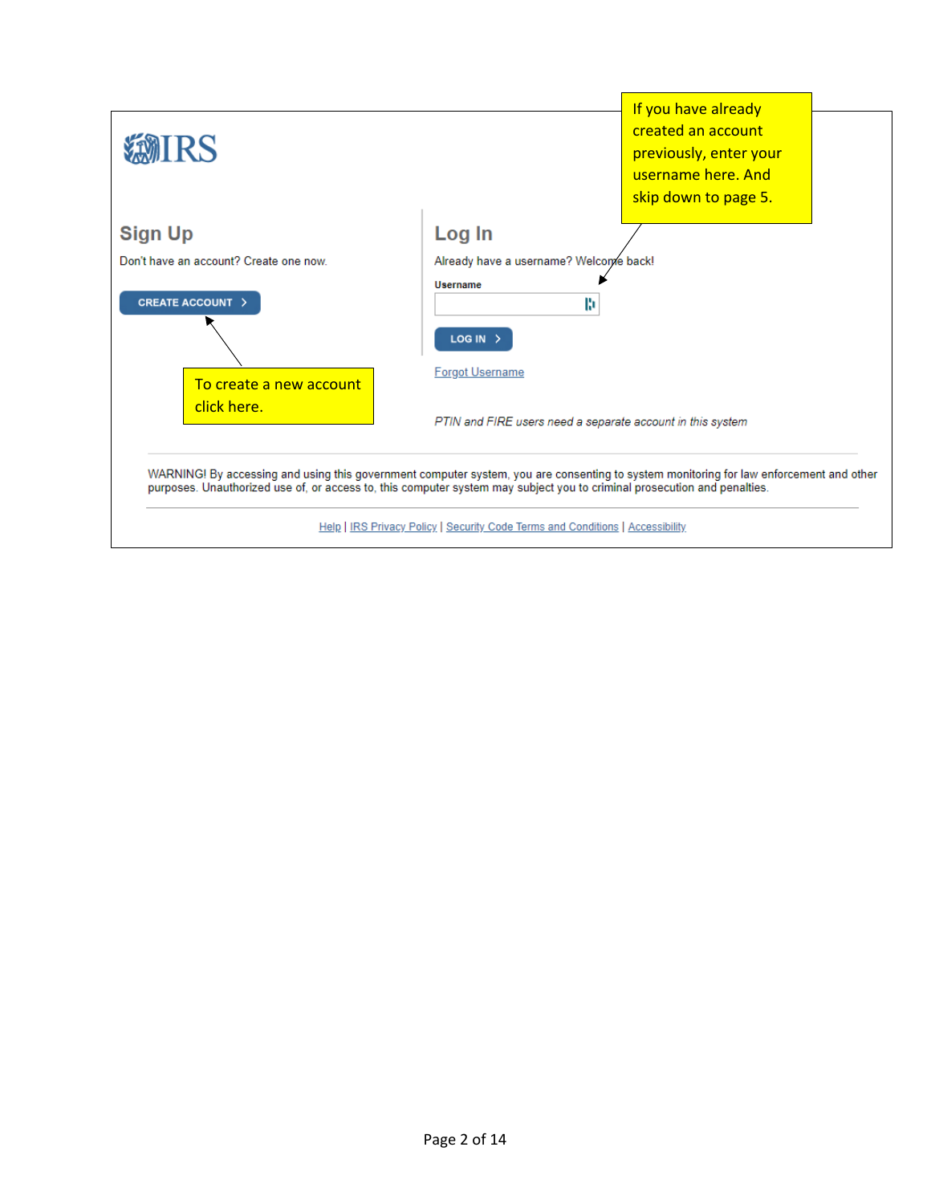If you have already created an account previously, enter your username here. And skip down to page 5.

IRS

## Sign Up

Don't have an account? Create one now.

CREATE ACCOUNT >

To create a new account click here.

## Log In

Already have a username? Welcome back!

**Username**

LOG IN >

Forgot Username

*PTIN and FIRE users need a separate account in this system*

---

WARNING! By accessing and using this government computer system, you are consenting to system monitoring for law enforcement and other purposes. Unauthorized use of, or access to, this computer system may subject you to criminal prosecution and penalties.

---

Help | IRS Privacy Policy | Security Code Terms and Conditions | Accessibility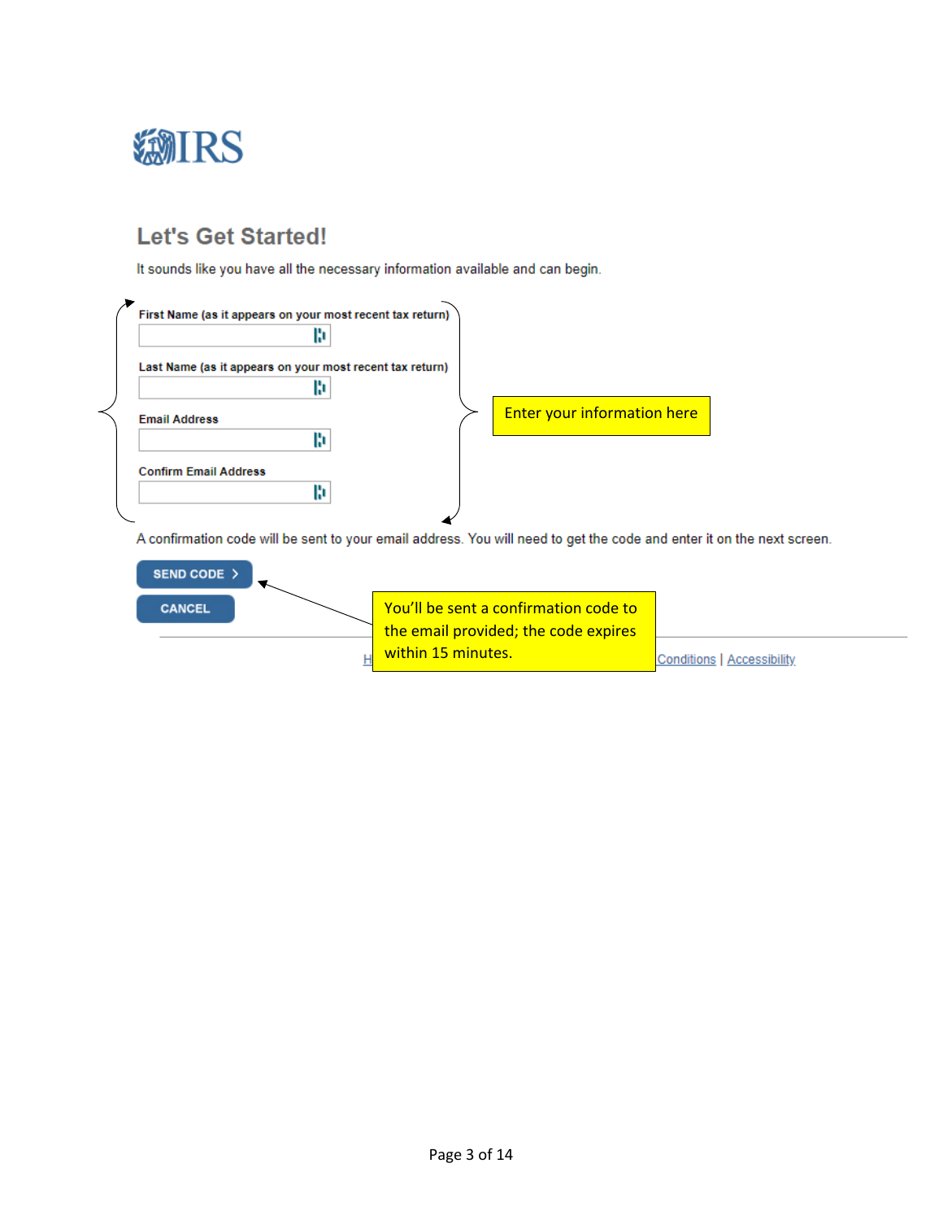IRS

## Let's Get Started!

It sounds like you have all the necessary information available and can begin.

First Name (as it appears on your most recent tax return)

Last Name (as it appears on your most recent tax return)

Email Address

Confirm Email Address

Enter your information here

A confirmation code will be sent to your email address. You will need to get the code and enter it on the next screen.

SEND CODE >

CANCEL

You'll be sent a confirmation code to the email provided; the code expires within 15 minutes.

H... Conditions | Accessibility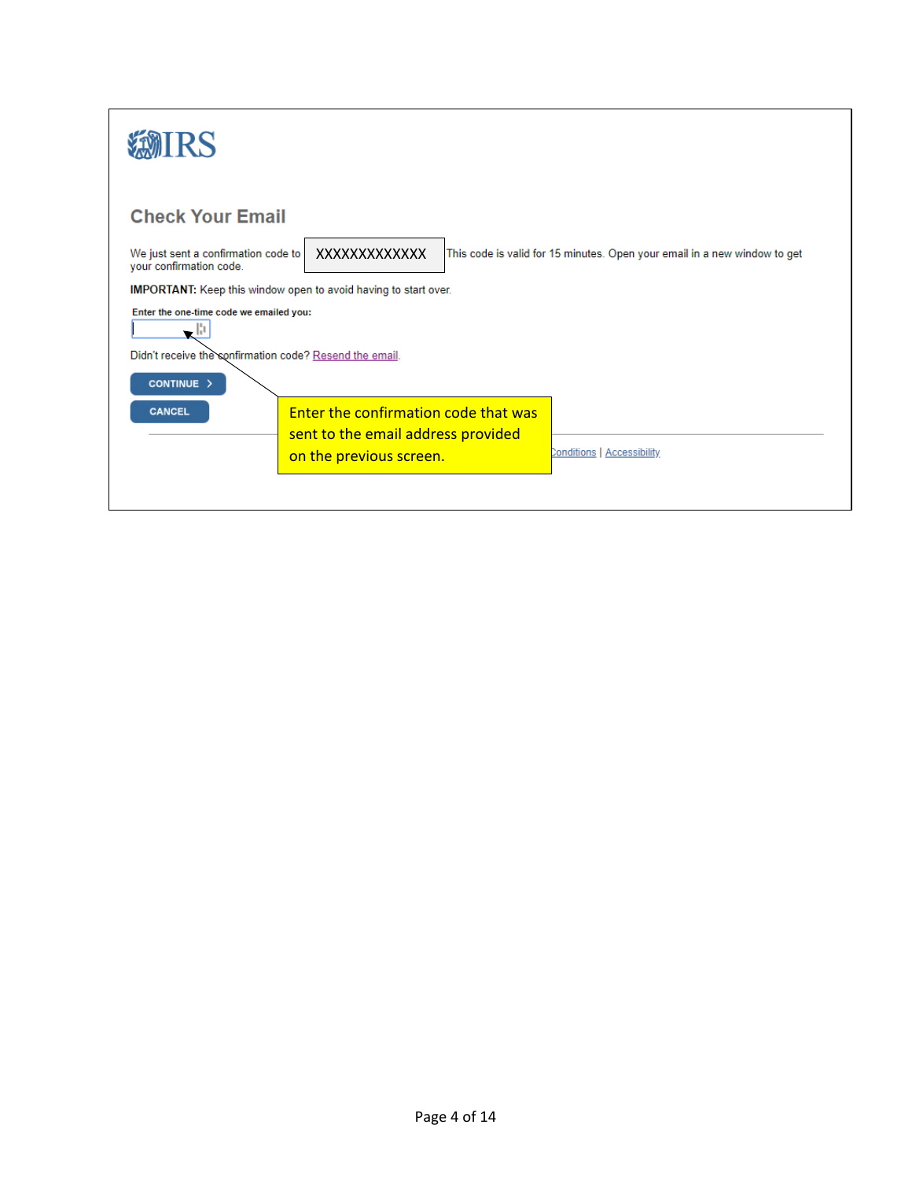IRS

## Check Your Email

We just sent a confirmation code to XXXXXXXXXXXXX This code is valid for 15 minutes. Open your email in a new window to get your confirmation code.

**IMPORTANT:** Keep this window open to avoid having to start over.

**Enter the one-time code we emailed you:**

Didn't receive the confirmation code? Resend the email.

CONTINUE

CANCEL

Enter the confirmation code that was sent to the email address provided on the previous screen.

Conditions | Accessibility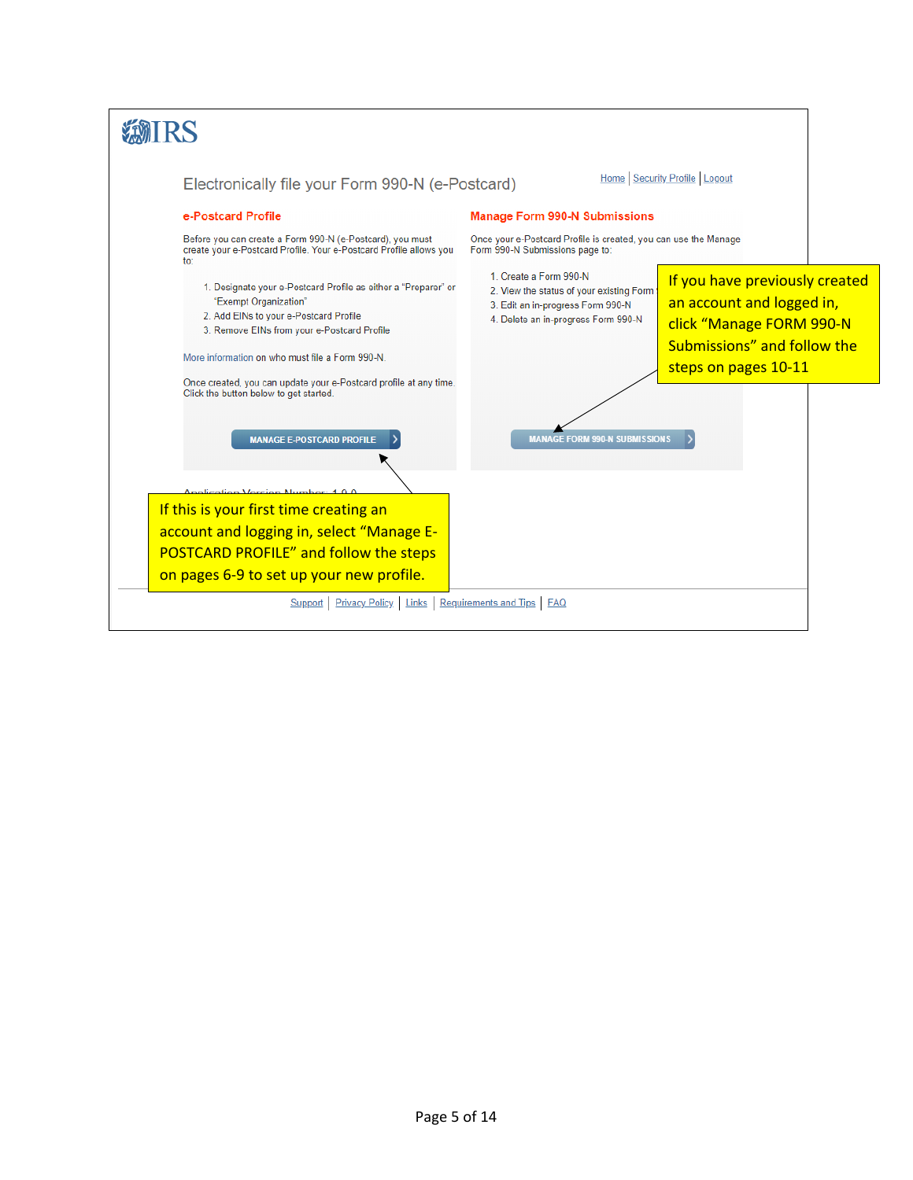IRS

# Electronically file your Form 990-N (e-Postcard)

Home | Security Profile | Logout

## e-Postcard Profile

Before you can create a Form 990-N (e-Postcard), you must create your e-Postcard Profile. Your e-Postcard Profile allows you to:

1. Designate your e-Postcard Profile as either a "Preparer" or "Exempt Organization"
2. Add EINs to your e-Postcard Profile
3. Remove EINs from your e-Postcard Profile

More information on who must file a Form 990-N.

Once created, you can update your e-Postcard profile at any time. Click the button below to get started.

MANAGE E-POSTCARD PROFILE

## Manage Form 990-N Submissions

Once your e-Postcard Profile is created, you can use the Manage Form 990-N Submissions page to:

1. Create a Form 990-N
2. View the status of your existing Form
3. Edit an in-progress Form 990-N
4. Delete an in-progress Form 990-N

MANAGE FORM 990-N SUBMISSIONS

If you have previously created an account and logged in, click "Manage FORM 990-N Submissions" and follow the steps on pages 10-11

If this is your first time creating an account and logging in, select "Manage E-POSTCARD PROFILE" and follow the steps on pages 6-9 to set up your new profile.

Application Version Number: 1.0.0

Support | Privacy Policy | Links | Requirements and Tips | FAQ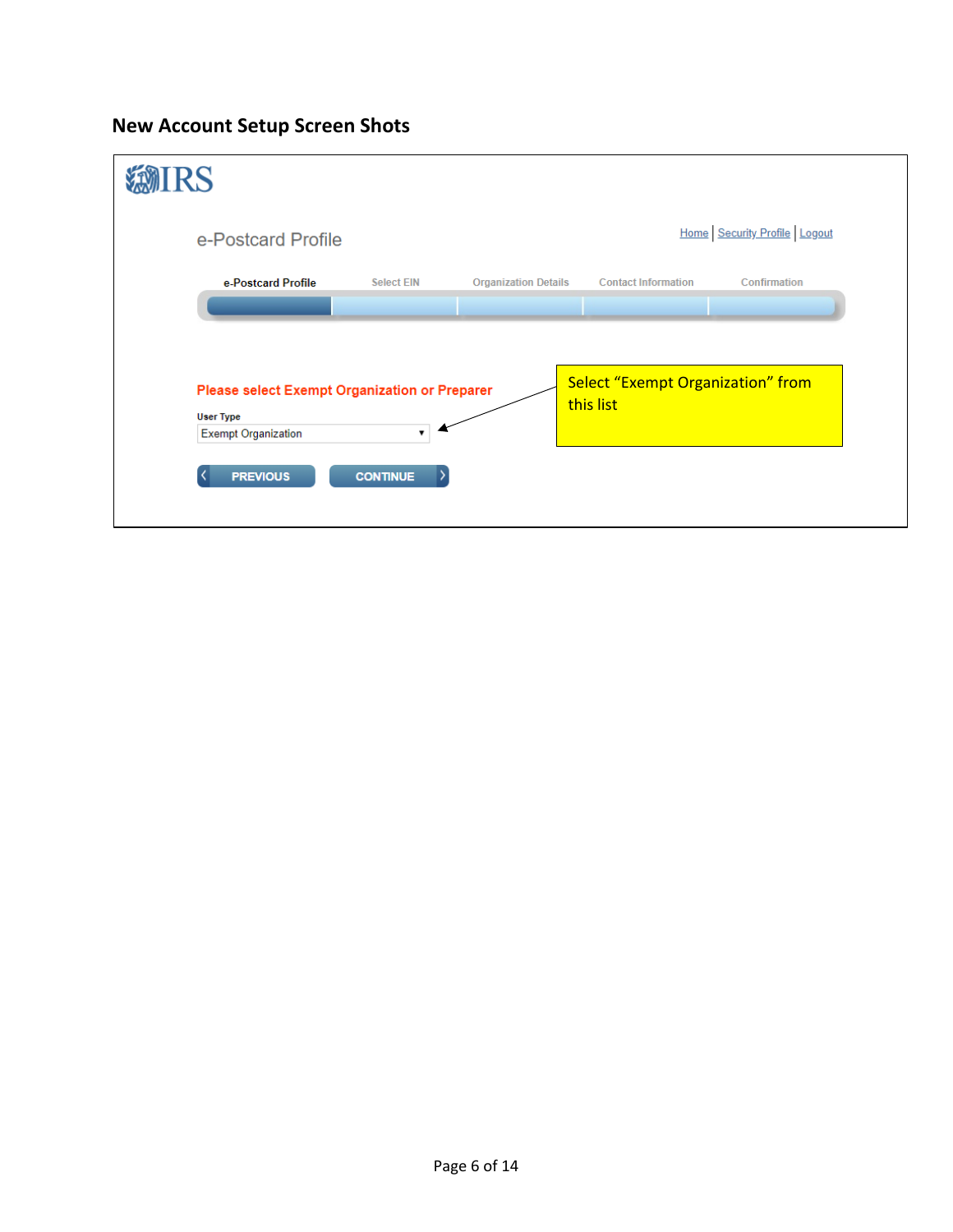## New Account Setup Screen Shots

IRS

e-Postcard Profile

Home | Security Profile | Logout

e-Postcard Profile | Select EIN | Organization Details | Contact Information | Confirmation

Please select Exempt Organization or Preparer

User Type

Exempt Organization

Select "Exempt Organization" from this list

PREVIOUS CONTINUE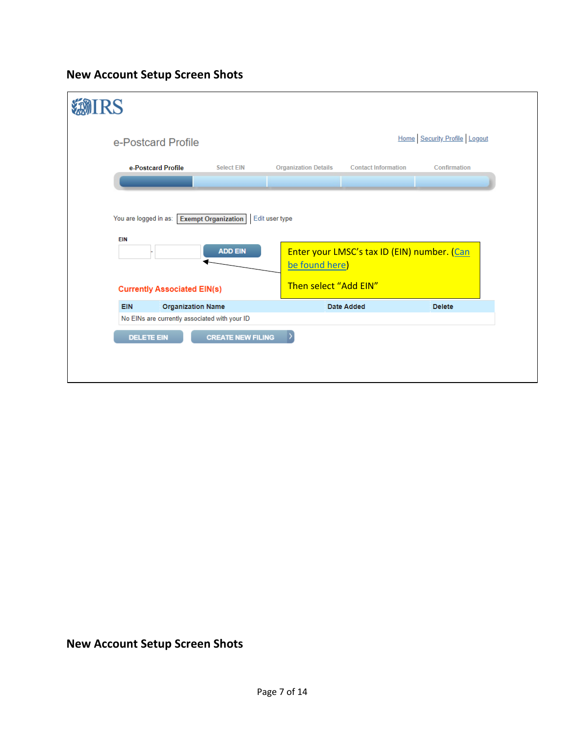## New Account Setup Screen Shots

IRS

e-Postcard Profile

Home | Security Profile | Logout

e-Postcard Profile | Select EIN | Organization Details | Contact Information | Confirmation

You are logged in as: Exempt Organization | Edit user type

EIN

[ ] - [ ] ADD EIN

Enter your LMSC's tax ID (EIN) number. (Can be found here)

Then select "Add EIN"

Currently Associated EIN(s)

| EIN | Organization Name | Date Added | Delete |
|---|---|---|---|
| No EINs are currently associated with your ID | | | |

DELETE EIN | CREATE NEW FILING

## New Account Setup Screen Shots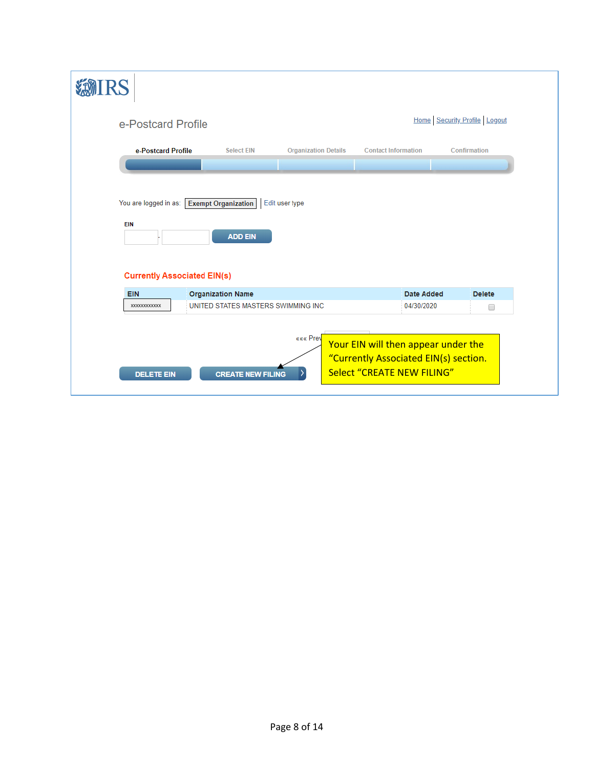IRS

## e-Postcard Profile

Home | Security Profile | Logout

e-Postcard Profile — Select EIN — Organization Details — Contact Information — Confirmation

You are logged in as: **Exempt Organization** | Edit user type

EIN

[ ] - [ ] **ADD EIN**

### Currently Associated EIN(s)

| EIN | Organization Name | Date Added | Delete |
|---|---|---|---|
| xxxxxxxxxxx | UNITED STATES MASTERS SWIMMING INC | 04/30/2020 | ☐ |

««« Prev

**DELETE EIN** **CREATE NEW FILING**

Your EIN will then appear under the "Currently Associated EIN(s) section. Select "CREATE NEW FILING"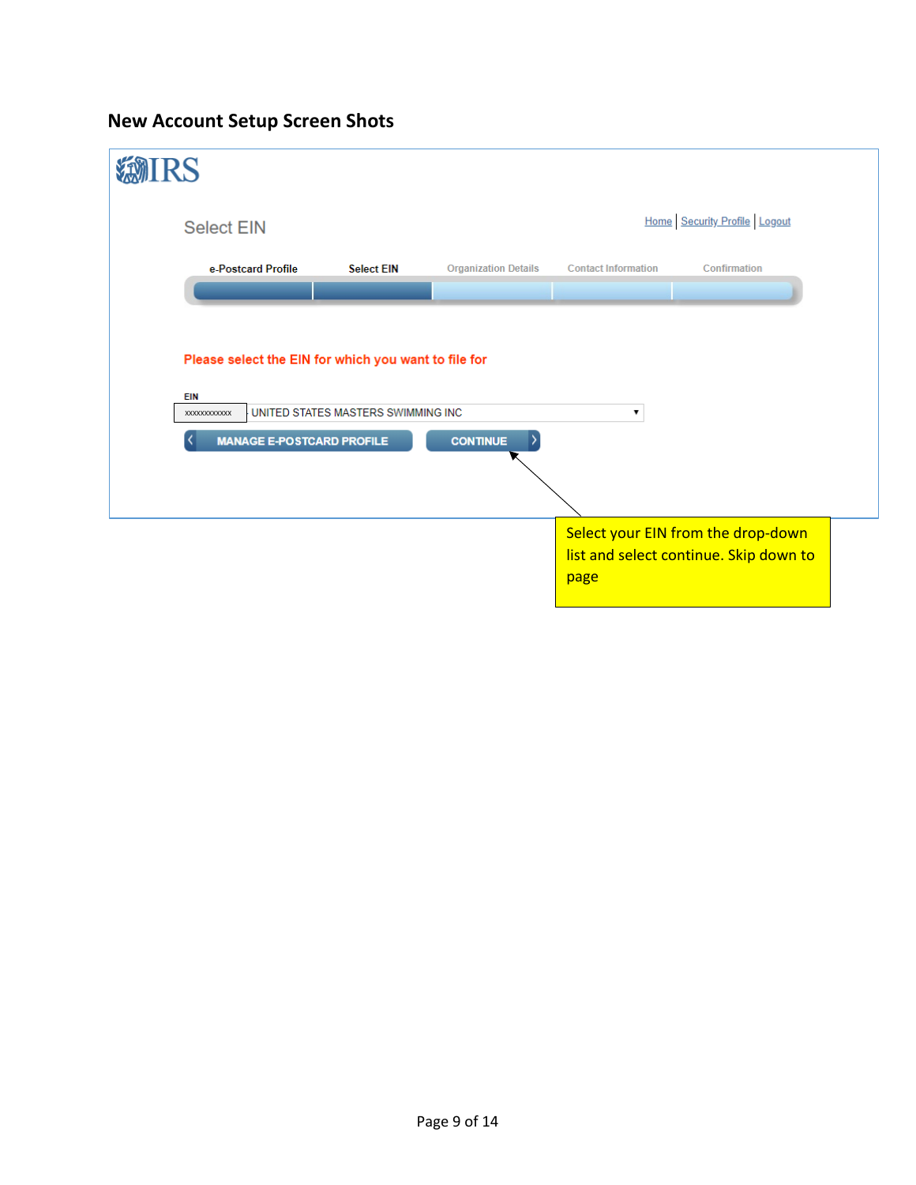## New Account Setup Screen Shots

IRS

Select EIN

Home | Security Profile | Logout

e-Postcard Profile | Select EIN | Organization Details | Contact Information | Confirmation

Please select the EIN for which you want to file for

EIN

xxxxxxxxxxx UNITED STATES MASTERS SWIMMING INC

MANAGE E-POSTCARD PROFILE

CONTINUE

Select your EIN from the drop-down list and select continue. Skip down to page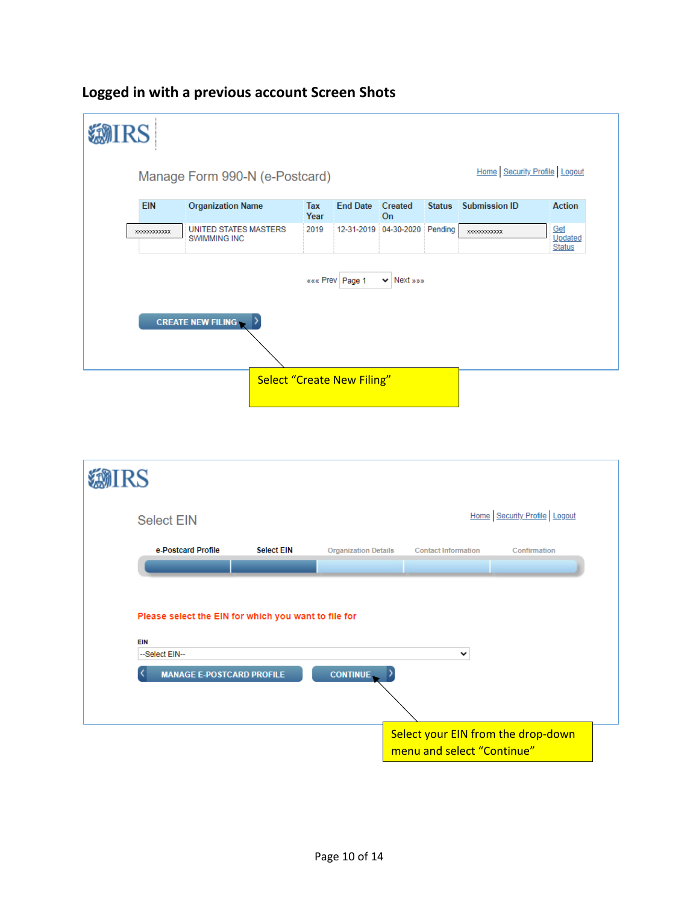## Logged in with a previous account Screen Shots

IRS

Manage Form 990-N (e-Postcard)

Home | Security Profile | Logout

| EIN | Organization Name | Tax Year | End Date | Created On | Status | Submission ID | Action |
|---|---|---|---|---|---|---|---|
| xxxxxxxxxxx | UNITED STATES MASTERS SWIMMING INC | 2019 | 12-31-2019 | 04-30-2020 | Pending | xxxxxxxxxxx | Get Updated Status |

««« Prev Page 1 Next »»»

CREATE NEW FILING

Select "Create New Filing"

IRS

Select EIN

Home | Security Profile | Logout

e-Postcard Profile | Select EIN | Organization Details | Contact Information | Confirmation

Please select the EIN for which you want to file for

EIN

--Select EIN--

MANAGE E-POSTCARD PROFILE | CONTINUE

Select your EIN from the drop-down menu and select "Continue"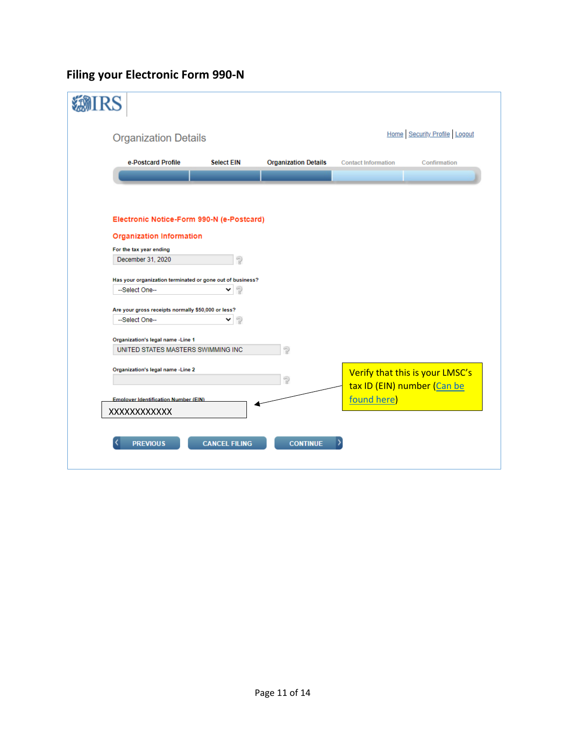## Filing your Electronic Form 990-N

IRS

Organization Details

Home | Security Profile | Logout

e-Postcard Profile | Select EIN | Organization Details | Contact Information | Confirmation

**Electronic Notice-Form 990-N (e-Postcard)**

**Organization Information**

For the tax year ending

December 31, 2020

Has your organization terminated or gone out of business?

--Select One--

Are your gross receipts normally $50,000 or less?

--Select One--

Organization's legal name -Line 1

UNITED STATES MASTERS SWIMMING INC

Organization's legal name -Line 2

Employer Identification Number (EIN)

XXXXXXXXXXXX

Verify that this is your LMSC's tax ID (EIN) number (Can be found here)

PREVIOUS | CANCEL FILING | CONTINUE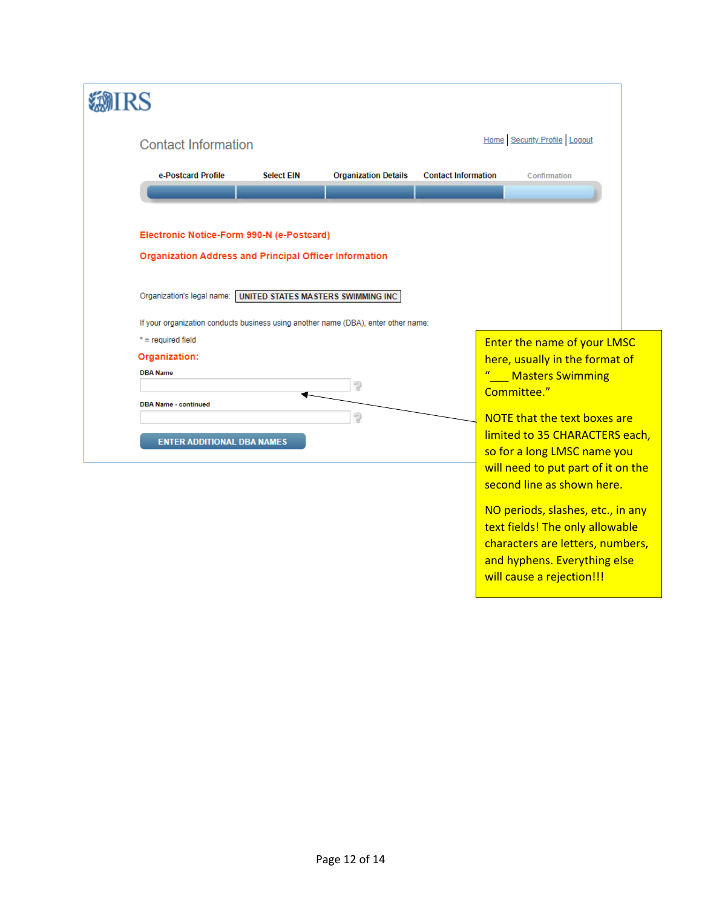IRS

Contact Information

Home | Security Profile | Logout

e-Postcard Profile | Select EIN | Organization Details | Contact Information | Confirmation

**Electronic Notice-Form 990-N (e-Postcard)**

**Organization Address and Principal Officer Information**

Organization's legal name: UNITED STATES MASTERS SWIMMING INC

If your organization conducts business using another name (DBA), enter other name:

\* = required field

**Organization:**

DBA Name

DBA Name - continued

ENTER ADDITIONAL DBA NAMES

Enter the name of your LMSC here, usually in the format of "___ Masters Swimming Committee."

NOTE that the text boxes are limited to 35 CHARACTERS each, so for a long LMSC name you will need to put part of it on the second line as shown here.

NO periods, slashes, etc., in any text fields! The only allowable characters are letters, numbers, and hyphens. Everything else will cause a rejection!!!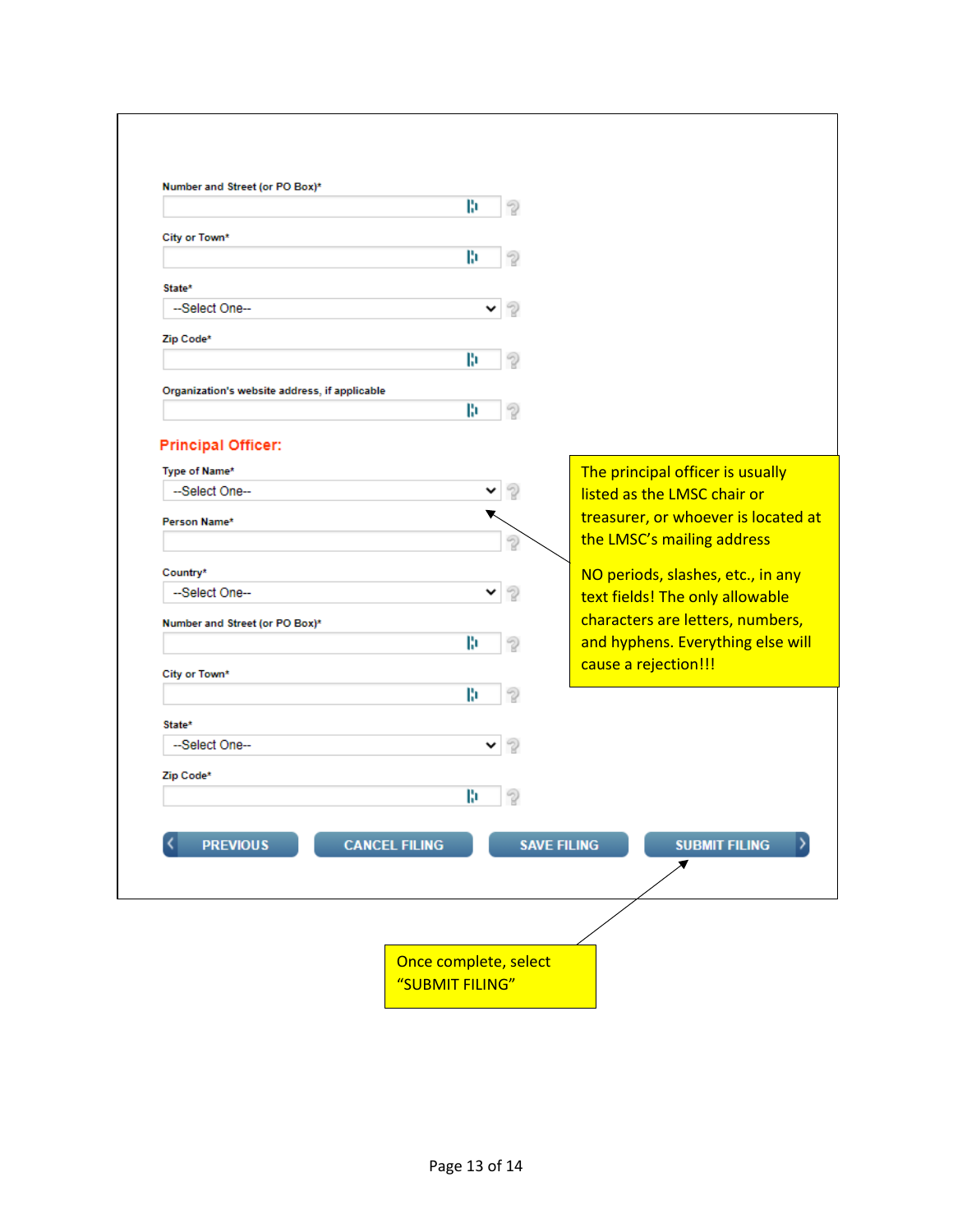Number and Street (or PO Box)*

City or Town*

State*

--Select One--

Zip Code*

Organization's website address, if applicable

**Principal Officer:**

Type of Name*

--Select One--

Person Name*

Country*

--Select One--

Number and Street (or PO Box)*

City or Town*

State*

--Select One--

Zip Code*

PREVIOUS | CANCEL FILING | SAVE FILING | SUBMIT FILING

The principal officer is usually listed as the LMSC chair or treasurer, or whoever is located at the LMSC's mailing address

NO periods, slashes, etc., in any text fields! The only allowable characters are letters, numbers, and hyphens. Everything else will cause a rejection!!!

Once complete, select "SUBMIT FILING"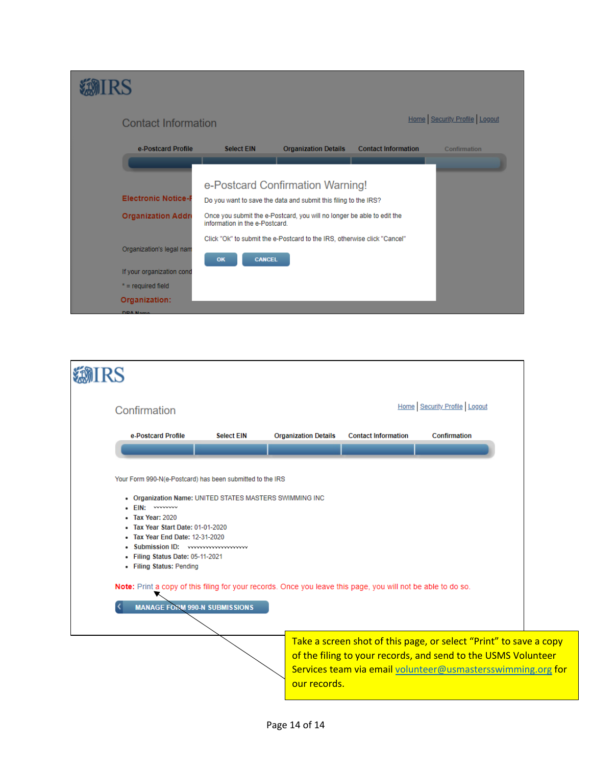IRS

Contact Information

Home | Security Profile | Logout

e-Postcard Profile | Select EIN | Organization Details | Contact Information | Confirmation

Electronic Notice-F

Organization Addr

Organization's legal nam

If your organization cond

* = required field

Organization:

DBA Name

e-Postcard Confirmation Warning!

Do you want to save the data and submit this filing to the IRS?

Once you submit the e-Postcard, you will no longer be able to edit the information in the e-Postcard.

Click "Ok" to submit the e-Postcard to the IRS, otherwise click "Cancel"

OK | CANCEL

IRS

Confirmation

Home | Security Profile | Logout

e-Postcard Profile | Select EIN | Organization Details | Contact Information | Confirmation

Your Form 990-N(e-Postcard) has been submitted to the IRS

- **Organization Name:** UNITED STATES MASTERS SWIMMING INC
- **EIN:** vvvvvvvv
- **Tax Year:** 2020
- **Tax Year Start Date:** 01-01-2020
- **Tax Year End Date:** 12-31-2020
- **Submission ID:** vvvvvvvvvvvvvvvvvvvv
- **Filing Status Date:** 05-11-2021
- **Filing Status:** Pending

**Note:** Print a copy of this filing for your records. Once you leave this page, you will not be able to do so.

MANAGE FORM 990-N SUBMISSIONS

Take a screen shot of this page, or select "Print" to save a copy of the filing to your records, and send to the USMS Volunteer Services team via email volunteer@usmastersswimming.org for our records.